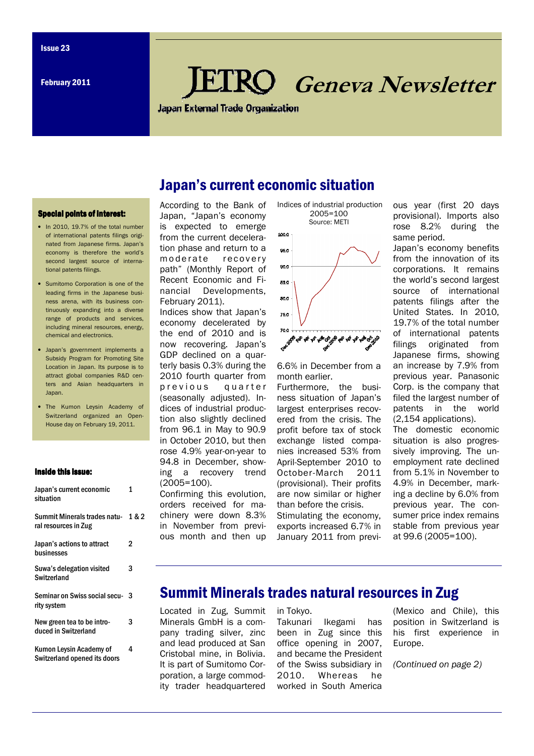Issue 23

February 2011

# JETRO Geneva Newsletter

Japan External Trade Organization

**Special points of interest:**

- In 2010, 19.7% of the total number of international patents filings originated from Japanese firms. Japan's economy is therefore the world's second largest source of international patents filings.
- Sumitomo Corporation is one of the leading firms in the Japanese business arena, with its business continuously expanding into a diverse range of products and services, including mineral resources, energy, chemical and electronics.
- Japan's government implements a Subsidy Program for Promoting Site Location in Japan. Its purpose is to attract global companies R&D centers and Asian headquarters in Japan.
- The Kumon Leysin Academy of Switzerland organized an Open-House day on February 19, 2011.

**Inside this issue:**

| | |
|---|---|
| Japan's current economic situation | 1 |
| Summit Minerals trades natural resources in Zug | 1 & 2 |
| Japan's actions to attract businesses | 2 |
| Suwa's delegation visited Switzerland | 3 |
| Seminar on Swiss social security system | 3 |
| New green tea to be introduced in Switzerland | 3 |
| Kumon Leysin Academy of Switzerland opened its doors | 4 |

## Japan's current economic situation

According to the Bank of Japan, "Japan's economy is expected to emerge from the current deceleration phase and return to a moderate recovery path" (Monthly Report of Recent Economic and Financial Developments, February 2011).

Indices show that Japan's economy decelerated by the end of 2010 and is now recovering. Japan's GDP declined on a quarterly basis 0.3% during the 2010 fourth quarter from previous quarter (seasonally adjusted). Indices of industrial production also slightly declined from 96.1 in May to 90.9 in October 2010, but then rose 4.9% year-on-year to 94.8 in December, showing a recovery trend (2005=100).

Confirming this evolution, orders received for machinery were down 8.3% in November from previous month and then up 6.6% in December from a month earlier.

Indices of industrial production
2005=100
Source: METI

Furthermore, the business situation of Japan's largest enterprises recovered from the crisis. The profit before tax of stock exchange listed companies increased 53% from April-September 2010 to October-March 2011 (provisional). Their profits are now similar or higher than before the crisis.

Stimulating the economy, exports increased 6.7% in January 2011 from previous year (first 20 days provisional). Imports also rose 8.2% during the same period.

Japan's economy benefits from the innovation of its corporations. It remains the world's second largest source of international patents filings after the United States. In 2010, 19.7% of the total number of international patents filings originated from Japanese firms, showing an increase by 7.9% from previous year. Panasonic Corp. is the company that filed the largest number of patents in the world (2,154 applications).

The domestic economic situation is also progressively improving. The unemployment rate declined from 5.1% in November to 4.9% in December, marking a decline by 6.0% from previous year. The consumer price index remains stable from previous year at 99.6 (2005=100).

## Summit Minerals trades natural resources in Zug

Located in Zug, Summit Minerals GmbH is a company trading silver, zinc and lead produced at San Cristobal mine, in Bolivia. It is part of Sumitomo Corporation, a large commodity trader headquartered in Tokyo.

Takunari Ikegami has been in Zug since this office opening in 2007, and became the President of the Swiss subsidiary in 2010. Whereas he worked in South America (Mexico and Chile), this position in Switzerland is his first experience in Europe.

*(Continued on page 2)*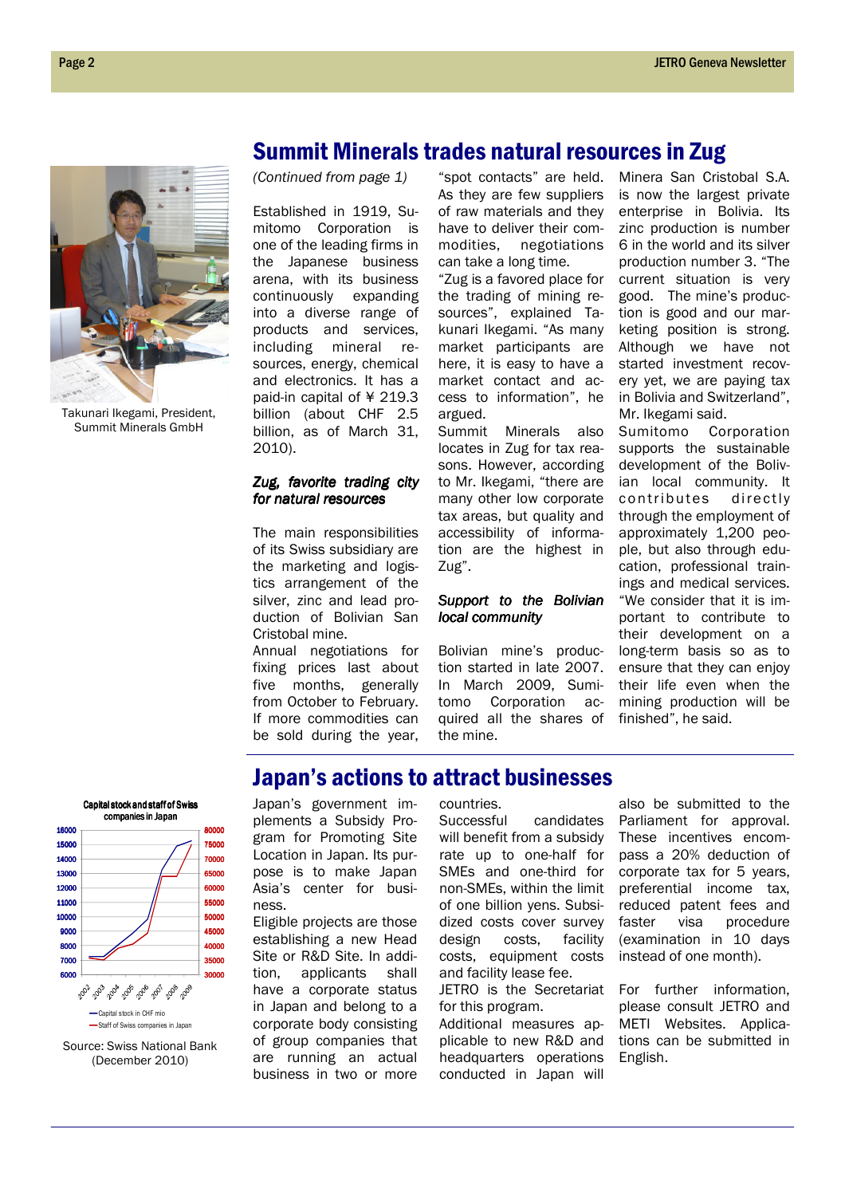## Summit Minerals trades natural resources in Zug

Takunari Ikegami, President, Summit Minerals GmbH

*(Continued from page 1)*

Established in 1919, Sumitomo Corporation is one of the leading firms in the Japanese business arena, with its business continuously expanding into a diverse range of products and services, including mineral resources, energy, chemical and electronics. It has a paid-in capital of ¥ 219.3 billion (about CHF 2.5 billion, as of March 31, 2010).

### *Zug, favorite trading city for natural resources*

The main responsibilities of its Swiss subsidiary are the marketing and logistics arrangement of the silver, zinc and lead production of Bolivian San Cristobal mine.

Annual negotiations for fixing prices last about five months, generally from October to February. If more commodities can be sold during the year, "spot contacts" are held. As they are few suppliers of raw materials and they have to deliver their commodities, negotiations can take a long time.

"Zug is a favored place for the trading of mining resources", explained Takunari Ikegami. "As many market participants are here, it is easy to have a market contact and access to information", he argued.

Summit Minerals also locates in Zug for tax reasons. However, according to Mr. Ikegami, "there are many other low corporate tax areas, but quality and accessibility of information are the highest in Zug".

### *Support to the Bolivian local community*

Bolivian mine's production started in late 2007. In March 2009, Sumitomo Corporation acquired all the shares of Minera San Cristobal S.A. is now the largest private enterprise in Bolivia. Its zinc production is number 6 in the world and its silver production number 3. "The current situation is very good. The mine's production is good and our marketing position is strong. Although we have not started investment recovery yet, we are paying tax in Bolivia and Switzerland", Mr. Ikegami said.

Sumitomo Corporation supports the sustainable development of the Bolivian local community. It contributes directly through the employment of approximately 1,200 people, but also through education, professional trainings and medical services. "We consider that it is important to contribute to their development on a long-term basis so as to ensure that they can enjoy their life even when the mining production will be finished", he said.

## Japan's actions to attract businesses

Capital stock and staff of Swiss companies in Japan

Source: Swiss National Bank (December 2010)

Japan's government implements a Subsidy Program for Promoting Site Location in Japan. Its purpose is to make Japan Asia's center for business.

Eligible projects are those establishing a new Head Site or R&D Site. In addition, applicants shall have a corporate status in Japan and belong to a corporate body consisting of group companies that are running an actual business in two or more countries.

Successful candidates will benefit from a subsidy rate up to one-half for SMEs and one-third for non-SMEs, within the limit of one billion yens. Subsidized costs cover survey design costs, facility costs, equipment costs and facility lease fee.

JETRO is the Secretariat for this program.

Additional measures applicable to new R&D and headquarters operations conducted in Japan will also be submitted to the Parliament for approval. These incentives encompass a 20% deduction of corporate tax for 5 years, preferential income tax, reduced patent fees and faster visa procedure (examination in 10 days instead of one month).

For further information, please consult JETRO and METI Websites. Applications can be submitted in English.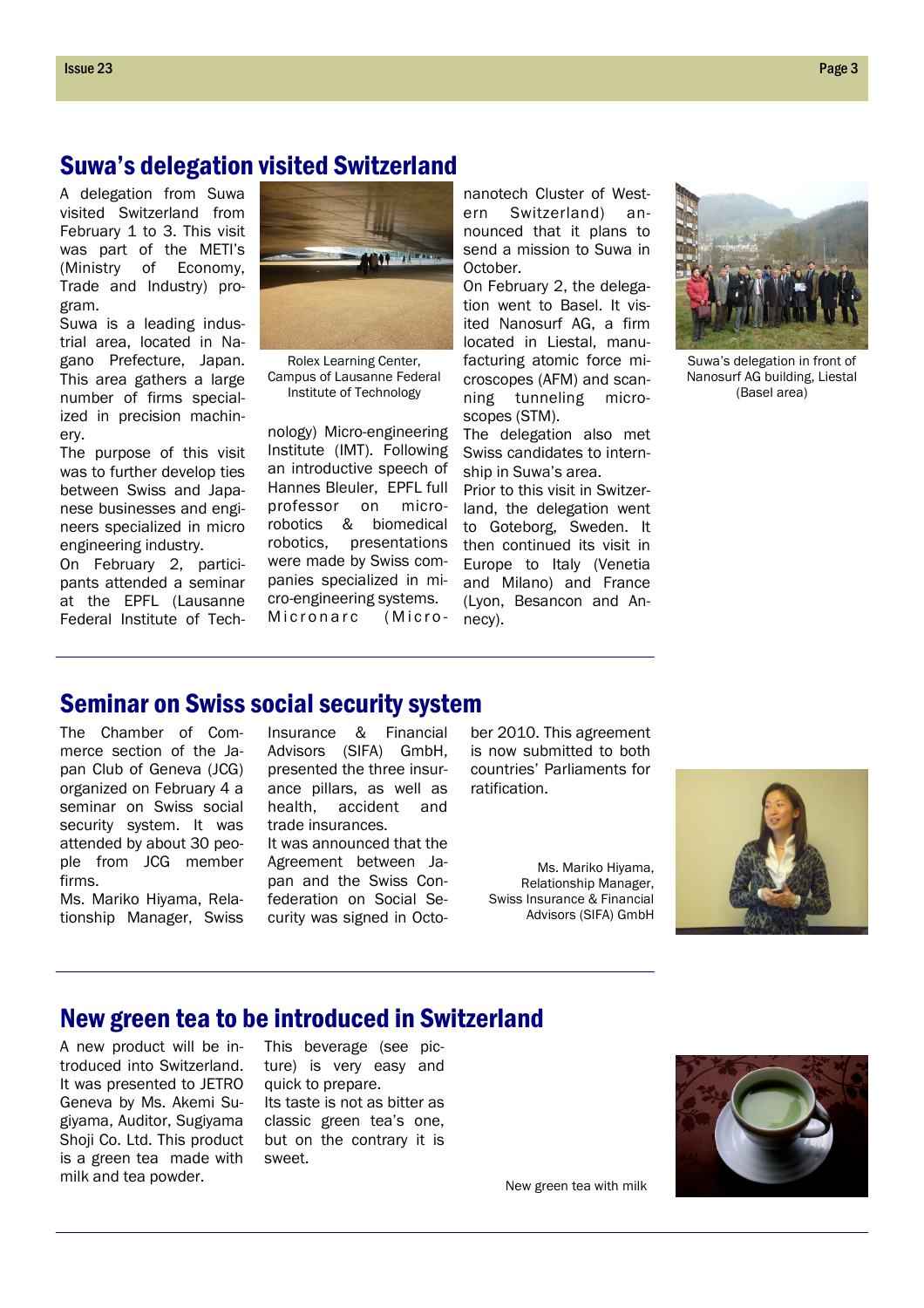## Suwa's delegation visited Switzerland

A delegation from Suwa visited Switzerland from February 1 to 3. This visit was part of the METI's (Ministry of Economy, Trade and Industry) program.

Suwa is a leading industrial area, located in Nagano Prefecture, Japan. This area gathers a large number of firms specialized in precision machinery.

The purpose of this visit was to further develop ties between Swiss and Japanese businesses and engineers specialized in micro engineering industry.

On February 2, participants attended a seminar at the EPFL (Lausanne Federal Institute of Technology) Micro-engineering Institute (IMT). Following an introductive speech of Hannes Bleuler, EPFL full professor on micro-robotics & biomedical robotics, presentations were made by Swiss companies specialized in micro-engineering systems. Micronarc (Micro-nanotech Cluster of Western Switzerland) announced that it plans to send a mission to Suwa in October.

Rolex Learning Center, Campus of Lausanne Federal Institute of Technology

On February 2, the delegation went to Basel. It visited Nanosurf AG, a firm located in Liestal, manufacturing atomic force microscopes (AFM) and scanning tunneling microscopes (STM).

The delegation also met Swiss candidates to internship in Suwa's area.

Prior to this visit in Switzerland, the delegation went to Goteborg, Sweden. It then continued its visit in Europe to Italy (Venetia and Milano) and France (Lyon, Besancon and Annecy).

Suwa's delegation in front of Nanosurf AG building, Liestal (Basel area)

## Seminar on Swiss social security system

The Chamber of Commerce section of the Japan Club of Geneva (JCG) organized on February 4 a seminar on Swiss social security system. It was attended by about 30 people from JCG member firms.

Ms. Mariko Hiyama, Relationship Manager, Swiss Insurance & Financial Advisors (SIFA) GmbH, presented the three insurance pillars, as well as health, accident and trade insurances.

It was announced that the Agreement between Japan and the Swiss Confederation on Social Security was signed in October 2010. This agreement is now submitted to both countries' Parliaments for ratification.

Ms. Mariko Hiyama, Relationship Manager, Swiss Insurance & Financial Advisors (SIFA) GmbH

## New green tea to be introduced in Switzerland

A new product will be introduced into Switzerland. It was presented to JETRO Geneva by Ms. Akemi Sugiyama, Auditor, Sugiyama Shoji Co. Ltd. This product is a green tea made with milk and tea powder.

This beverage (see picture) is very easy and quick to prepare.

Its taste is not as bitter as classic green tea's one, but on the contrary it is sweet.

New green tea with milk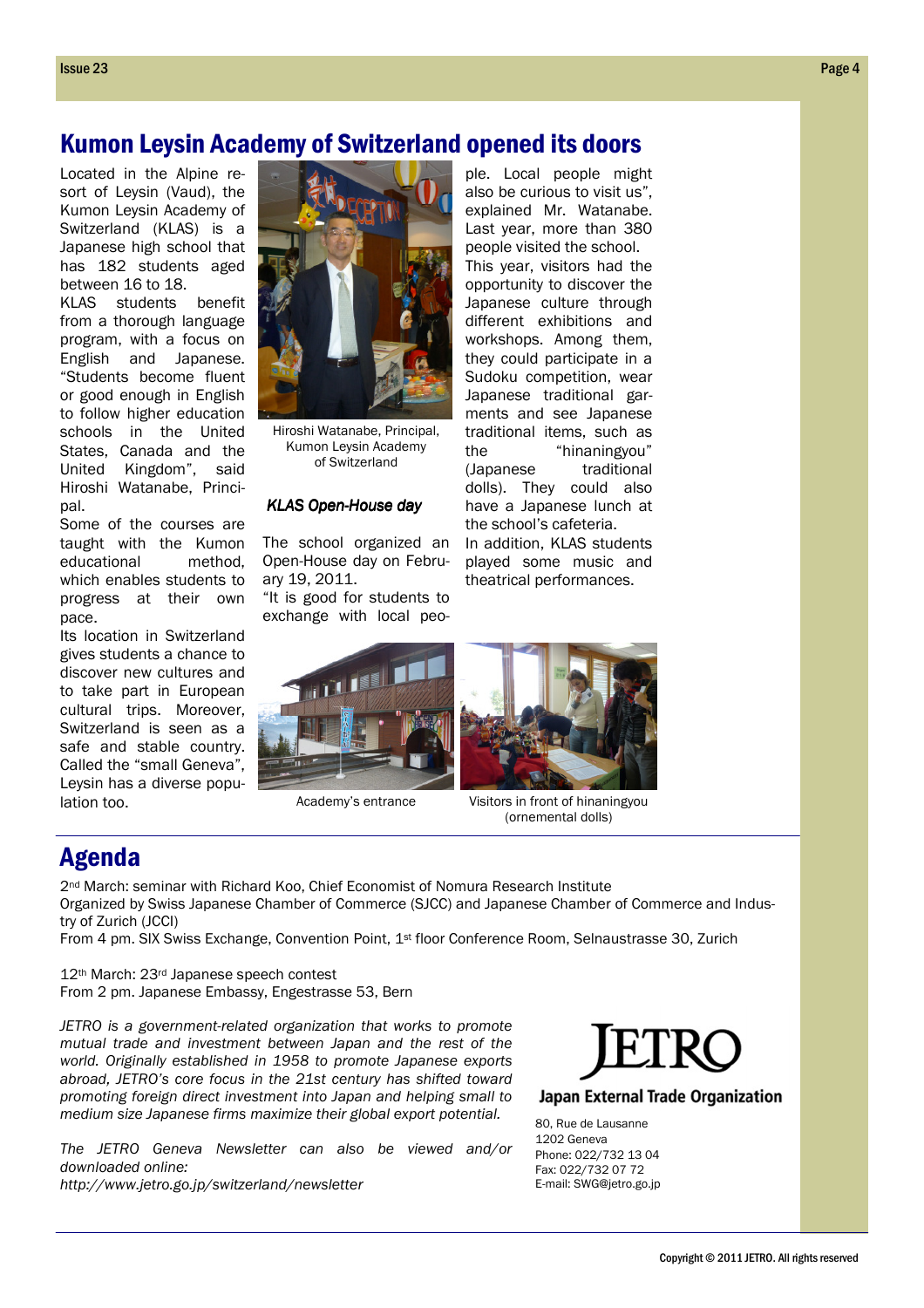# Kumon Leysin Academy of Switzerland opened its doors

Located in the Alpine resort of Leysin (Vaud), the Kumon Leysin Academy of Switzerland (KLAS) is a Japanese high school that has 182 students aged between 16 to 18.

KLAS students benefit from a thorough language program, with a focus on English and Japanese. "Students become fluent or good enough in English to follow higher education schools in the United States, Canada and the United Kingdom", said Hiroshi Watanabe, Principal.

Some of the courses are taught with the Kumon educational method, which enables students to progress at their own pace.

Its location in Switzerland gives students a chance to discover new cultures and to take part in European cultural trips. Moreover, Switzerland is seen as a safe and stable country. Called the "small Geneva", Leysin has a diverse population too.

Hiroshi Watanabe, Principal, Kumon Leysin Academy of Switzerland

### *KLAS Open-House day*

The school organized an Open-House day on February 19, 2011.

"It is good for students to exchange with local people. Local people might also be curious to visit us", explained Mr. Watanabe. Last year, more than 380 people visited the school.

This year, visitors had the opportunity to discover the Japanese culture through different exhibitions and workshops. Among them, they could participate in a Sudoku competition, wear Japanese traditional garments and see Japanese traditional items, such as the "hinaningyou" (Japanese traditional dolls). They could also have a Japanese lunch at the school's cafeteria.

In addition, KLAS students played some music and theatrical performances.

Academy's entrance

Visitors in front of hinaningyou (ornemental dolls)

# Agenda

2nd March: seminar with Richard Koo, Chief Economist of Nomura Research Institute
Organized by Swiss Japanese Chamber of Commerce (SJCC) and Japanese Chamber of Commerce and Industry of Zurich (JCCI)
From 4 pm. SIX Swiss Exchange, Convention Point, 1st floor Conference Room, Selnaustrasse 30, Zurich

12th March: 23rd Japanese speech contest
From 2 pm. Japanese Embassy, Engestrasse 53, Bern

*JETRO is a government-related organization that works to promote mutual trade and investment between Japan and the rest of the world. Originally established in 1958 to promote Japanese exports abroad, JETRO's core focus in the 21st century has shifted toward promoting foreign direct investment into Japan and helping small to medium size Japanese firms maximize their global export potential.*

*The JETRO Geneva Newsletter can also be viewed and/or downloaded online:*
*http://www.jetro.go.jp/switzerland/newsletter*

JETRO
Japan External Trade Organization

80, Rue de Lausanne
1202 Geneva
Phone: 022/732 13 04
Fax: 022/732 07 72
E-mail: SWG@jetro.go.jp

Copyright © 2011 JETRO. All rights reserved